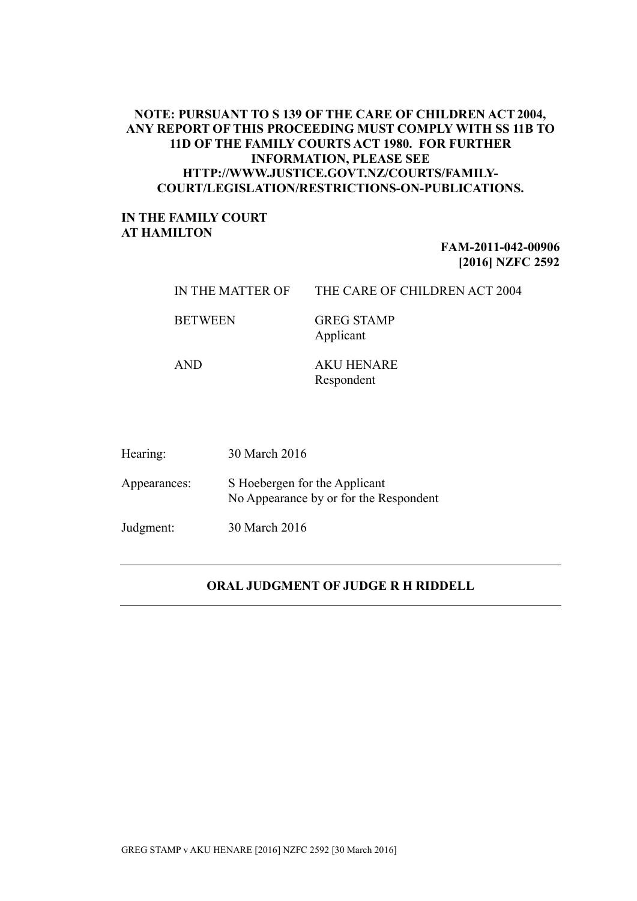**NOTE: PURSUANT TO S 139 OF THE CARE OF CHILDREN ACT 2004, ANY REPORT OF THIS PROCEEDING MUST COMPLY WITH SS 11B TO 11D OF THE FAMILY COURTS ACT 1980. FOR FURTHER INFORMATION, PLEASE SEE HTTP://WWW.JUSTICE.GOVT.NZ/COURTS/FAMILY-COURT/LEGISLATION/RESTRICTIONS-ON-PUBLICATIONS.**

**IN THE FAMILY COURT AT HAMILTON**

**FAM-2011-042-00906**
**[2016] NZFC 2592**

| | |
|---|---|
| IN THE MATTER OF | THE CARE OF CHILDREN ACT 2004 |
| BETWEEN | GREG STAMP<br>Applicant |
| AND | AKU HENARE<br>Respondent |

| | |
|---|---|
| Hearing: | 30 March 2016 |
| Appearances: | S Hoebergen for the Applicant<br>No Appearance by or for the Respondent |
| Judgment: | 30 March 2016 |

---

**ORAL JUDGMENT OF JUDGE R H RIDDELL**

---

GREG STAMP v AKU HENARE [2016] NZFC 2592 [30 March 2016]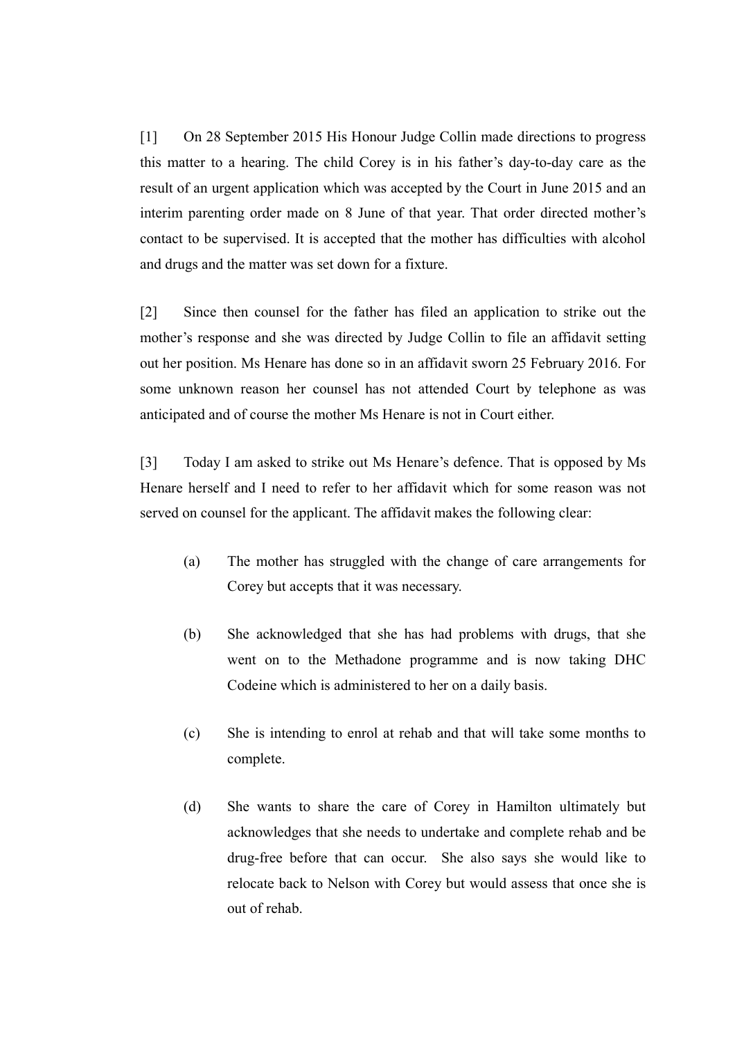[1] On 28 September 2015 His Honour Judge Collin made directions to progress this matter to a hearing. The child Corey is in his father's day-to-day care as the result of an urgent application which was accepted by the Court in June 2015 and an interim parenting order made on 8 June of that year. That order directed mother's contact to be supervised. It is accepted that the mother has difficulties with alcohol and drugs and the matter was set down for a fixture.

[2] Since then counsel for the father has filed an application to strike out the mother's response and she was directed by Judge Collin to file an affidavit setting out her position. Ms Henare has done so in an affidavit sworn 25 February 2016. For some unknown reason her counsel has not attended Court by telephone as was anticipated and of course the mother Ms Henare is not in Court either.

[3] Today I am asked to strike out Ms Henare's defence. That is opposed by Ms Henare herself and I need to refer to her affidavit which for some reason was not served on counsel for the applicant. The affidavit makes the following clear:

(a) The mother has struggled with the change of care arrangements for Corey but accepts that it was necessary.

(b) She acknowledged that she has had problems with drugs, that she went on to the Methadone programme and is now taking DHC Codeine which is administered to her on a daily basis.

(c) She is intending to enrol at rehab and that will take some months to complete.

(d) She wants to share the care of Corey in Hamilton ultimately but acknowledges that she needs to undertake and complete rehab and be drug-free before that can occur. She also says she would like to relocate back to Nelson with Corey but would assess that once she is out of rehab.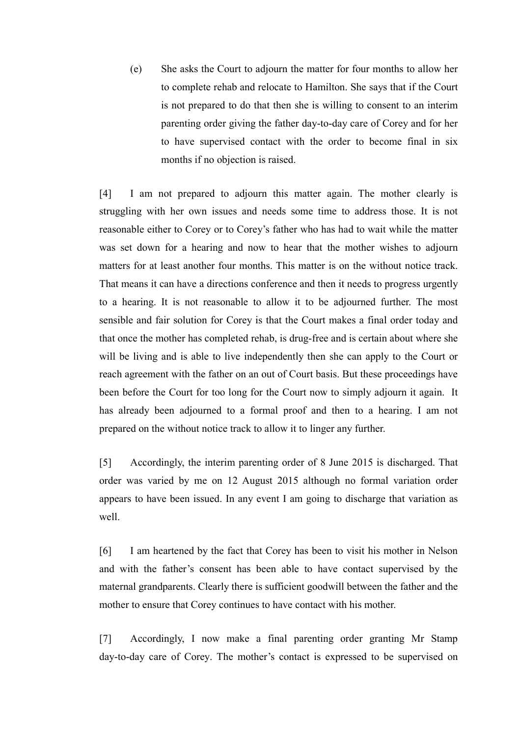(e) She asks the Court to adjourn the matter for four months to allow her to complete rehab and relocate to Hamilton. She says that if the Court is not prepared to do that then she is willing to consent to an interim parenting order giving the father day-to-day care of Corey and for her to have supervised contact with the order to become final in six months if no objection is raised.

[4] I am not prepared to adjourn this matter again. The mother clearly is struggling with her own issues and needs some time to address those. It is not reasonable either to Corey or to Corey's father who has had to wait while the matter was set down for a hearing and now to hear that the mother wishes to adjourn matters for at least another four months. This matter is on the without notice track. That means it can have a directions conference and then it needs to progress urgently to a hearing. It is not reasonable to allow it to be adjourned further. The most sensible and fair solution for Corey is that the Court makes a final order today and that once the mother has completed rehab, is drug-free and is certain about where she will be living and is able to live independently then she can apply to the Court or reach agreement with the father on an out of Court basis. But these proceedings have been before the Court for too long for the Court now to simply adjourn it again. It has already been adjourned to a formal proof and then to a hearing. I am not prepared on the without notice track to allow it to linger any further.

[5] Accordingly, the interim parenting order of 8 June 2015 is discharged. That order was varied by me on 12 August 2015 although no formal variation order appears to have been issued. In any event I am going to discharge that variation as well.

[6] I am heartened by the fact that Corey has been to visit his mother in Nelson and with the father's consent has been able to have contact supervised by the maternal grandparents. Clearly there is sufficient goodwill between the father and the mother to ensure that Corey continues to have contact with his mother.

[7] Accordingly, I now make a final parenting order granting Mr Stamp day-to-day care of Corey. The mother's contact is expressed to be supervised on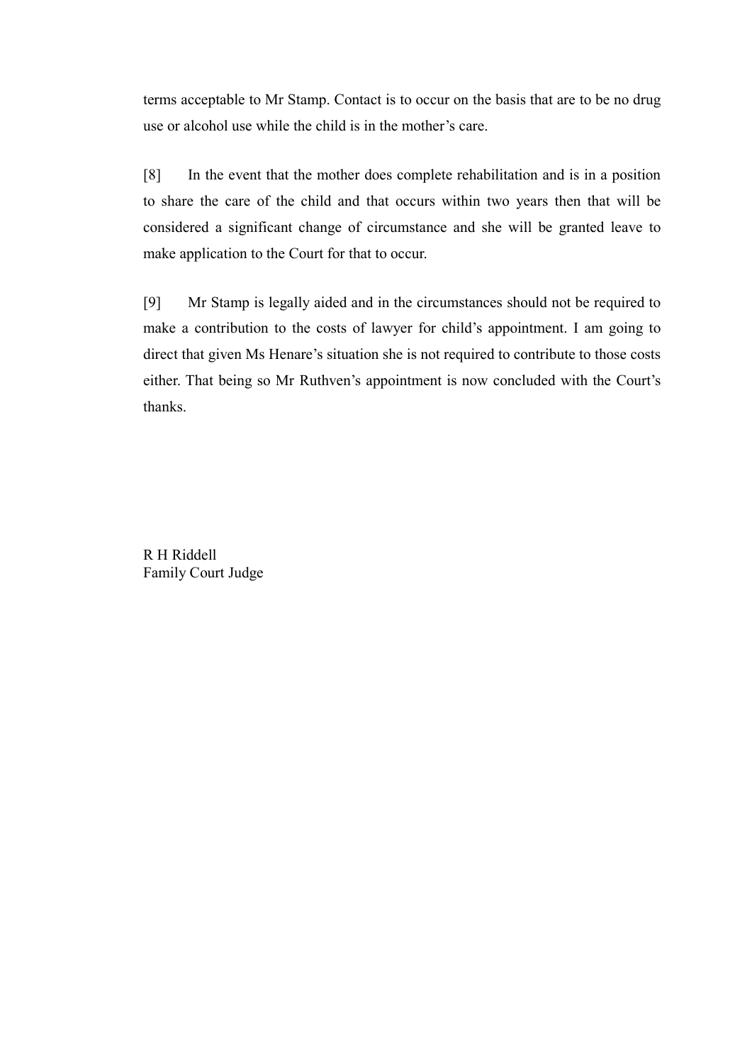terms acceptable to Mr Stamp. Contact is to occur on the basis that are to be no drug use or alcohol use while the child is in the mother's care.

[8] In the event that the mother does complete rehabilitation and is in a position to share the care of the child and that occurs within two years then that will be considered a significant change of circumstance and she will be granted leave to make application to the Court for that to occur.

[9] Mr Stamp is legally aided and in the circumstances should not be required to make a contribution to the costs of lawyer for child's appointment. I am going to direct that given Ms Henare's situation she is not required to contribute to those costs either. That being so Mr Ruthven's appointment is now concluded with the Court's thanks.

R H Riddell
Family Court Judge